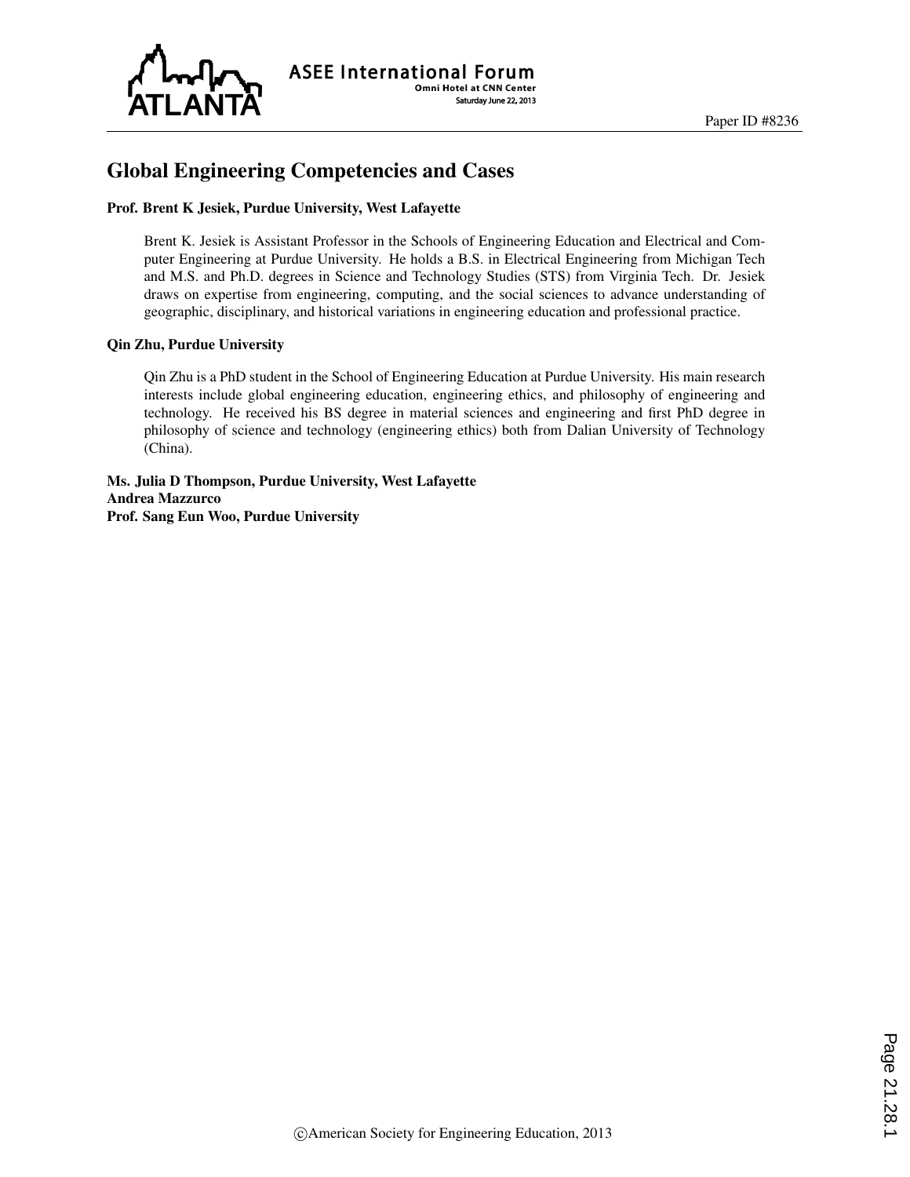# Global Engineering Competencies and Cases

**Prof. Brent K Jesiek, Purdue University, West Lafayette**

Brent K. Jesiek is Assistant Professor in the Schools of Engineering Education and Electrical and Computer Engineering at Purdue University. He holds a B.S. in Electrical Engineering from Michigan Tech and M.S. and Ph.D. degrees in Science and Technology Studies (STS) from Virginia Tech. Dr. Jesiek draws on expertise from engineering, computing, and the social sciences to advance understanding of geographic, disciplinary, and historical variations in engineering education and professional practice.

**Qin Zhu, Purdue University**

Qin Zhu is a PhD student in the School of Engineering Education at Purdue University. His main research interests include global engineering education, engineering ethics, and philosophy of engineering and technology. He received his BS degree in material sciences and engineering and first PhD degree in philosophy of science and technology (engineering ethics) both from Dalian University of Technology (China).

**Ms. Julia D Thompson, Purdue University, West Lafayette**
**Andrea Mazzurco**
**Prof. Sang Eun Woo, Purdue University**

©American Society for Engineering Education, 2013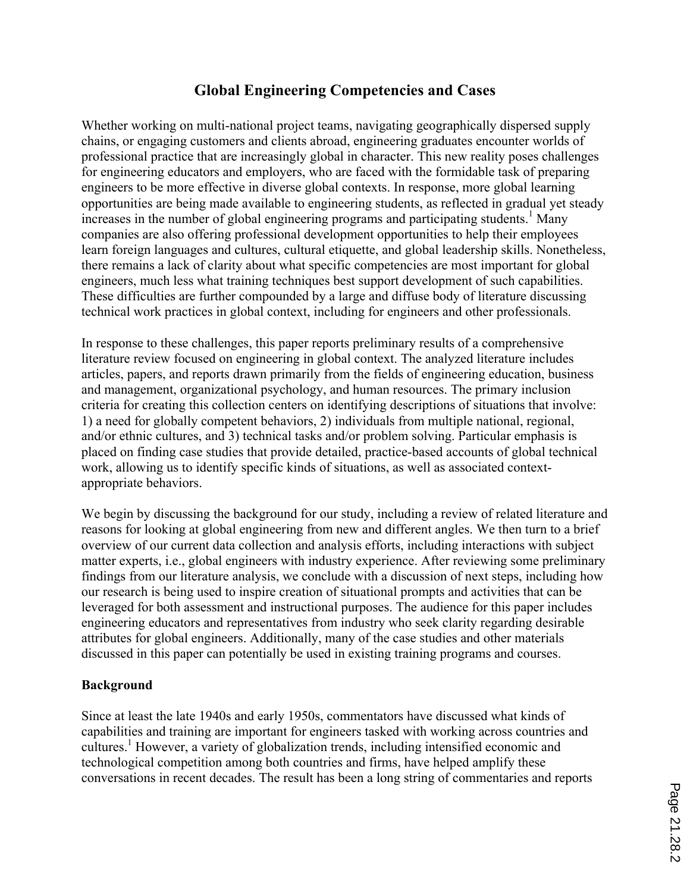# Global Engineering Competencies and Cases

Whether working on multi-national project teams, navigating geographically dispersed supply chains, or engaging customers and clients abroad, engineering graduates encounter worlds of professional practice that are increasingly global in character. This new reality poses challenges for engineering educators and employers, who are faced with the formidable task of preparing engineers to be more effective in diverse global contexts. In response, more global learning opportunities are being made available to engineering students, as reflected in gradual yet steady increases in the number of global engineering programs and participating students.[1] Many companies are also offering professional development opportunities to help their employees learn foreign languages and cultures, cultural etiquette, and global leadership skills. Nonetheless, there remains a lack of clarity about what specific competencies are most important for global engineers, much less what training techniques best support development of such capabilities. These difficulties are further compounded by a large and diffuse body of literature discussing technical work practices in global context, including for engineers and other professionals.

In response to these challenges, this paper reports preliminary results of a comprehensive literature review focused on engineering in global context. The analyzed literature includes articles, papers, and reports drawn primarily from the fields of engineering education, business and management, organizational psychology, and human resources. The primary inclusion criteria for creating this collection centers on identifying descriptions of situations that involve: 1) a need for globally competent behaviors, 2) individuals from multiple national, regional, and/or ethnic cultures, and 3) technical tasks and/or problem solving. Particular emphasis is placed on finding case studies that provide detailed, practice-based accounts of global technical work, allowing us to identify specific kinds of situations, as well as associated context-appropriate behaviors.

We begin by discussing the background for our study, including a review of related literature and reasons for looking at global engineering from new and different angles. We then turn to a brief overview of our current data collection and analysis efforts, including interactions with subject matter experts, i.e., global engineers with industry experience. After reviewing some preliminary findings from our literature analysis, we conclude with a discussion of next steps, including how our research is being used to inspire creation of situational prompts and activities that can be leveraged for both assessment and instructional purposes. The audience for this paper includes engineering educators and representatives from industry who seek clarity regarding desirable attributes for global engineers. Additionally, many of the case studies and other materials discussed in this paper can potentially be used in existing training programs and courses.

## Background

Since at least the late 1940s and early 1950s, commentators have discussed what kinds of capabilities and training are important for engineers tasked with working across countries and cultures.[1] However, a variety of globalization trends, including intensified economic and technological competition among both countries and firms, have helped amplify these conversations in recent decades. The result has been a long string of commentaries and reports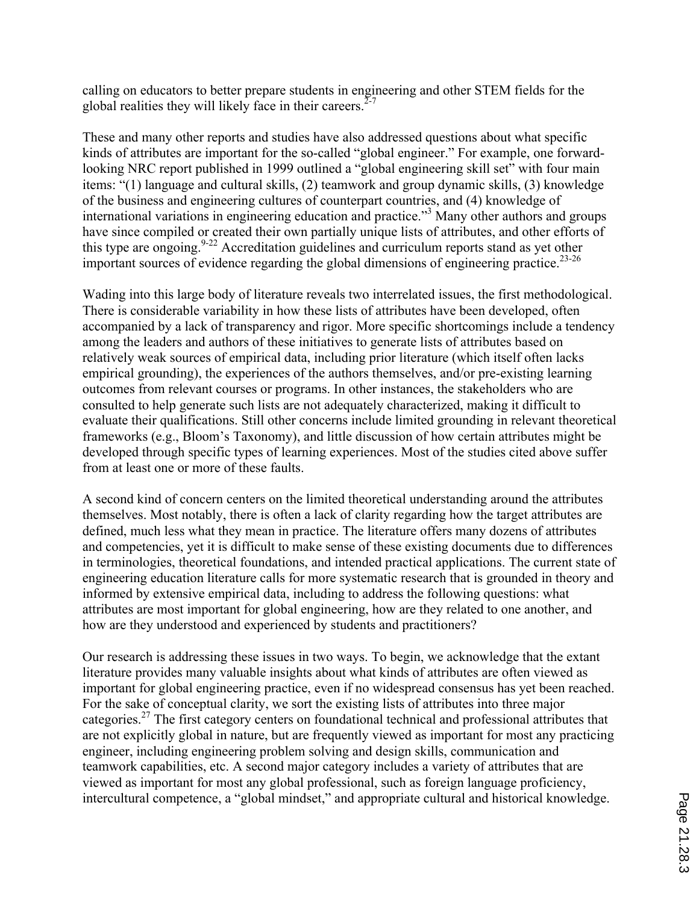calling on educators to better prepare students in engineering and other STEM fields for the global realities they will likely face in their careers.[2-7]

These and many other reports and studies have also addressed questions about what specific kinds of attributes are important for the so-called "global engineer." For example, one forward-looking NRC report published in 1999 outlined a "global engineering skill set" with four main items: "(1) language and cultural skills, (2) teamwork and group dynamic skills, (3) knowledge of the business and engineering cultures of counterpart countries, and (4) knowledge of international variations in engineering education and practice."[3] Many other authors and groups have since compiled or created their own partially unique lists of attributes, and other efforts of this type are ongoing.[9-22] Accreditation guidelines and curriculum reports stand as yet other important sources of evidence regarding the global dimensions of engineering practice.[23-26]

Wading into this large body of literature reveals two interrelated issues, the first methodological. There is considerable variability in how these lists of attributes have been developed, often accompanied by a lack of transparency and rigor. More specific shortcomings include a tendency among the leaders and authors of these initiatives to generate lists of attributes based on relatively weak sources of empirical data, including prior literature (which itself often lacks empirical grounding), the experiences of the authors themselves, and/or pre-existing learning outcomes from relevant courses or programs. In other instances, the stakeholders who are consulted to help generate such lists are not adequately characterized, making it difficult to evaluate their qualifications. Still other concerns include limited grounding in relevant theoretical frameworks (e.g., Bloom's Taxonomy), and little discussion of how certain attributes might be developed through specific types of learning experiences. Most of the studies cited above suffer from at least one or more of these faults.

A second kind of concern centers on the limited theoretical understanding around the attributes themselves. Most notably, there is often a lack of clarity regarding how the target attributes are defined, much less what they mean in practice. The literature offers many dozens of attributes and competencies, yet it is difficult to make sense of these existing documents due to differences in terminologies, theoretical foundations, and intended practical applications. The current state of engineering education literature calls for more systematic research that is grounded in theory and informed by extensive empirical data, including to address the following questions: what attributes are most important for global engineering, how are they related to one another, and how are they understood and experienced by students and practitioners?

Our research is addressing these issues in two ways. To begin, we acknowledge that the extant literature provides many valuable insights about what kinds of attributes are often viewed as important for global engineering practice, even if no widespread consensus has yet been reached. For the sake of conceptual clarity, we sort the existing lists of attributes into three major categories.[27] The first category centers on foundational technical and professional attributes that are not explicitly global in nature, but are frequently viewed as important for most any practicing engineer, including engineering problem solving and design skills, communication and teamwork capabilities, etc. A second major category includes a variety of attributes that are viewed as important for most any global professional, such as foreign language proficiency, intercultural competence, a "global mindset," and appropriate cultural and historical knowledge.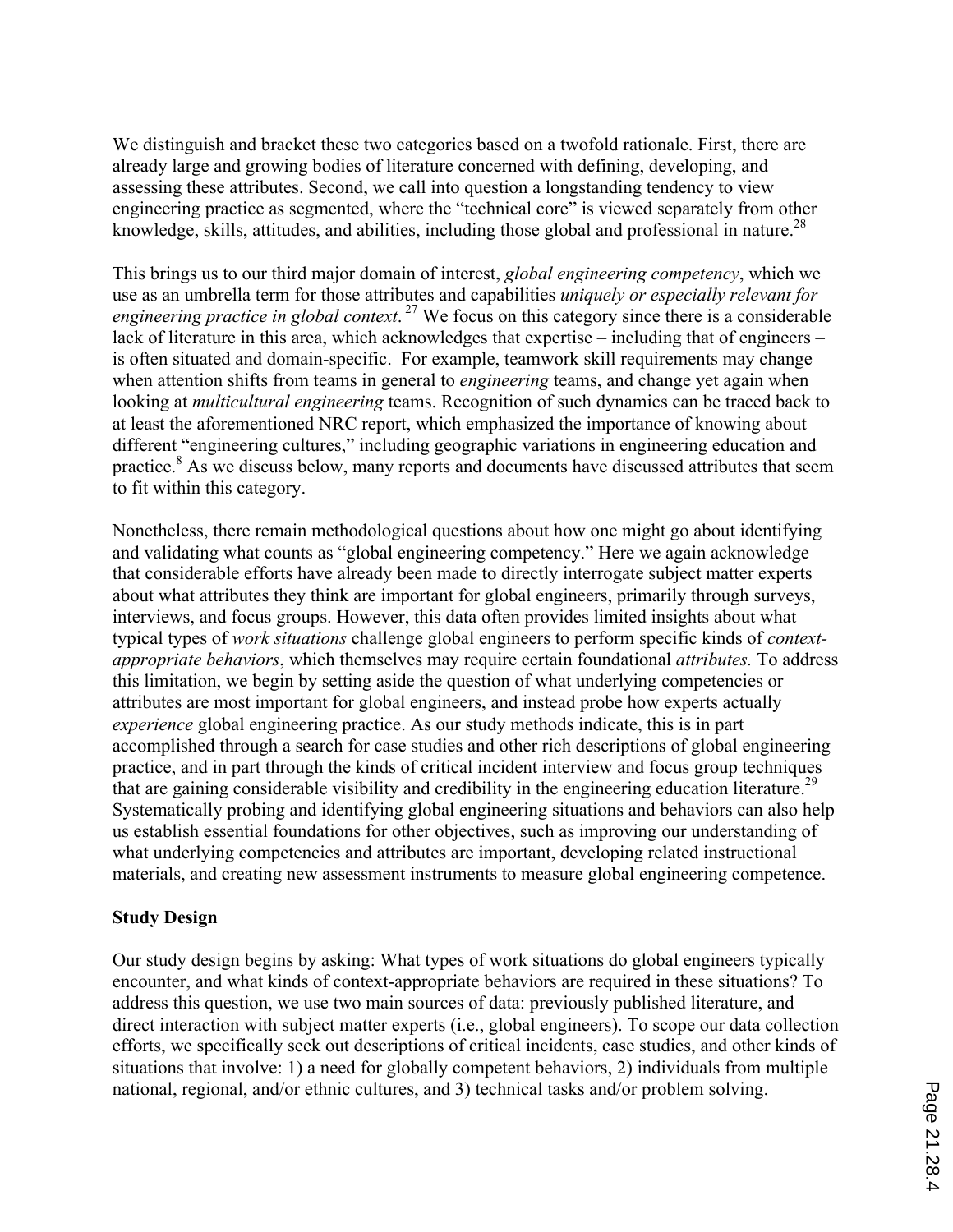We distinguish and bracket these two categories based on a twofold rationale. First, there are already large and growing bodies of literature concerned with defining, developing, and assessing these attributes. Second, we call into question a longstanding tendency to view engineering practice as segmented, where the "technical core" is viewed separately from other knowledge, skills, attitudes, and abilities, including those global and professional in nature.[28]

This brings us to our third major domain of interest, *global engineering competency*, which we use as an umbrella term for those attributes and capabilities *uniquely or especially relevant for engineering practice in global context*.[27] We focus on this category since there is a considerable lack of literature in this area, which acknowledges that expertise – including that of engineers – is often situated and domain-specific. For example, teamwork skill requirements may change when attention shifts from teams in general to *engineering* teams, and change yet again when looking at *multicultural engineering* teams. Recognition of such dynamics can be traced back to at least the aforementioned NRC report, which emphasized the importance of knowing about different "engineering cultures," including geographic variations in engineering education and practice.[8] As we discuss below, many reports and documents have discussed attributes that seem to fit within this category.

Nonetheless, there remain methodological questions about how one might go about identifying and validating what counts as "global engineering competency." Here we again acknowledge that considerable efforts have already been made to directly interrogate subject matter experts about what attributes they think are important for global engineers, primarily through surveys, interviews, and focus groups. However, this data often provides limited insights about what typical types of *work situations* challenge global engineers to perform specific kinds of *context-appropriate behaviors*, which themselves may require certain foundational *attributes.* To address this limitation, we begin by setting aside the question of what underlying competencies or attributes are most important for global engineers, and instead probe how experts actually *experience* global engineering practice. As our study methods indicate, this is in part accomplished through a search for case studies and other rich descriptions of global engineering practice, and in part through the kinds of critical incident interview and focus group techniques that are gaining considerable visibility and credibility in the engineering education literature.[29] Systematically probing and identifying global engineering situations and behaviors can also help us establish essential foundations for other objectives, such as improving our understanding of what underlying competencies and attributes are important, developing related instructional materials, and creating new assessment instruments to measure global engineering competence.

**Study Design**

Our study design begins by asking: What types of work situations do global engineers typically encounter, and what kinds of context-appropriate behaviors are required in these situations? To address this question, we use two main sources of data: previously published literature, and direct interaction with subject matter experts (i.e., global engineers). To scope our data collection efforts, we specifically seek out descriptions of critical incidents, case studies, and other kinds of situations that involve: 1) a need for globally competent behaviors, 2) individuals from multiple national, regional, and/or ethnic cultures, and 3) technical tasks and/or problem solving.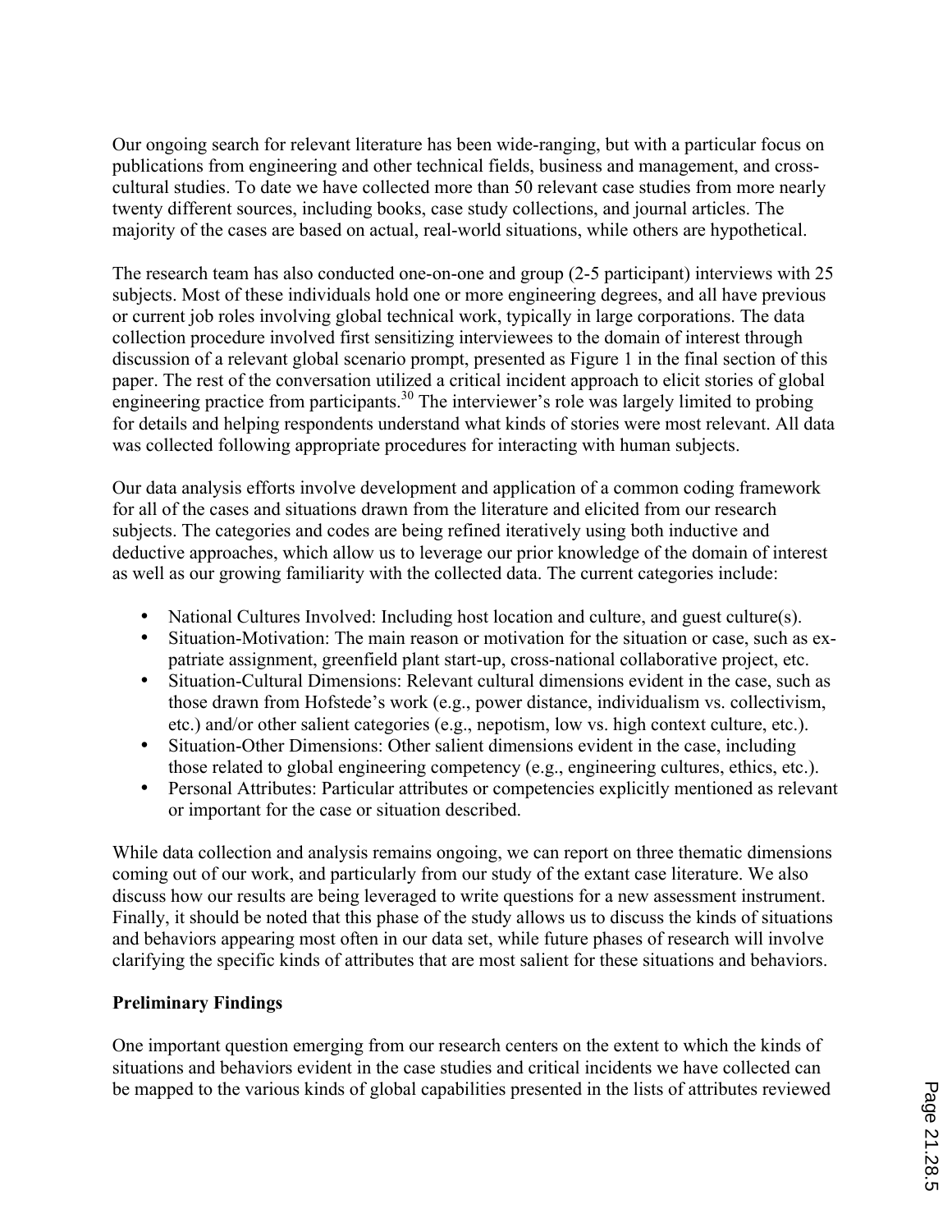Our ongoing search for relevant literature has been wide-ranging, but with a particular focus on publications from engineering and other technical fields, business and management, and cross-cultural studies. To date we have collected more than 50 relevant case studies from more nearly twenty different sources, including books, case study collections, and journal articles. The majority of the cases are based on actual, real-world situations, while others are hypothetical.

The research team has also conducted one-on-one and group (2-5 participant) interviews with 25 subjects. Most of these individuals hold one or more engineering degrees, and all have previous or current job roles involving global technical work, typically in large corporations. The data collection procedure involved first sensitizing interviewees to the domain of interest through discussion of a relevant global scenario prompt, presented as Figure 1 in the final section of this paper. The rest of the conversation utilized a critical incident approach to elicit stories of global engineering practice from participants.[30] The interviewer's role was largely limited to probing for details and helping respondents understand what kinds of stories were most relevant. All data was collected following appropriate procedures for interacting with human subjects.

Our data analysis efforts involve development and application of a common coding framework for all of the cases and situations drawn from the literature and elicited from our research subjects. The categories and codes are being refined iteratively using both inductive and deductive approaches, which allow us to leverage our prior knowledge of the domain of interest as well as our growing familiarity with the collected data. The current categories include:

- National Cultures Involved: Including host location and culture, and guest culture(s).
- Situation-Motivation: The main reason or motivation for the situation or case, such as ex-patriate assignment, greenfield plant start-up, cross-national collaborative project, etc.
- Situation-Cultural Dimensions: Relevant cultural dimensions evident in the case, such as those drawn from Hofstede's work (e.g., power distance, individualism vs. collectivism, etc.) and/or other salient categories (e.g., nepotism, low vs. high context culture, etc.).
- Situation-Other Dimensions: Other salient dimensions evident in the case, including those related to global engineering competency (e.g., engineering cultures, ethics, etc.).
- Personal Attributes: Particular attributes or competencies explicitly mentioned as relevant or important for the case or situation described.

While data collection and analysis remains ongoing, we can report on three thematic dimensions coming out of our work, and particularly from our study of the extant case literature. We also discuss how our results are being leveraged to write questions for a new assessment instrument. Finally, it should be noted that this phase of the study allows us to discuss the kinds of situations and behaviors appearing most often in our data set, while future phases of research will involve clarifying the specific kinds of attributes that are most salient for these situations and behaviors.

**Preliminary Findings**

One important question emerging from our research centers on the extent to which the kinds of situations and behaviors evident in the case studies and critical incidents we have collected can be mapped to the various kinds of global capabilities presented in the lists of attributes reviewed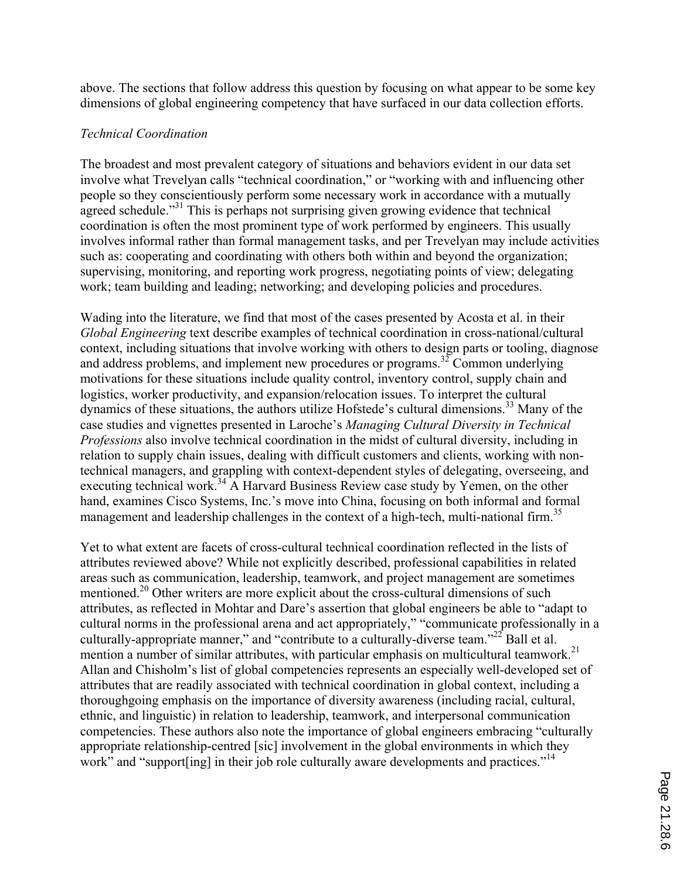above. The sections that follow address this question by focusing on what appear to be some key dimensions of global engineering competency that have surfaced in our data collection efforts.

*Technical Coordination*

The broadest and most prevalent category of situations and behaviors evident in our data set involve what Trevelyan calls "technical coordination," or "working with and influencing other people so they conscientiously perform some necessary work in accordance with a mutually agreed schedule."[31] This is perhaps not surprising given growing evidence that technical coordination is often the most prominent type of work performed by engineers. This usually involves informal rather than formal management tasks, and per Trevelyan may include activities such as: cooperating and coordinating with others both within and beyond the organization; supervising, monitoring, and reporting work progress, negotiating points of view; delegating work; team building and leading; networking; and developing policies and procedures.

Wading into the literature, we find that most of the cases presented by Acosta et al. in their *Global Engineering* text describe examples of technical coordination in cross-national/cultural context, including situations that involve working with others to design parts or tooling, diagnose and address problems, and implement new procedures or programs.[32] Common underlying motivations for these situations include quality control, inventory control, supply chain and logistics, worker productivity, and expansion/relocation issues. To interpret the cultural dynamics of these situations, the authors utilize Hofstede's cultural dimensions.[33] Many of the case studies and vignettes presented in Laroche's *Managing Cultural Diversity in Technical Professions* also involve technical coordination in the midst of cultural diversity, including in relation to supply chain issues, dealing with difficult customers and clients, working with non-technical managers, and grappling with context-dependent styles of delegating, overseeing, and executing technical work.[34] A Harvard Business Review case study by Yemen, on the other hand, examines Cisco Systems, Inc.'s move into China, focusing on both informal and formal management and leadership challenges in the context of a high-tech, multi-national firm.[35]

Yet to what extent are facets of cross-cultural technical coordination reflected in the lists of attributes reviewed above? While not explicitly described, professional capabilities in related areas such as communication, leadership, teamwork, and project management are sometimes mentioned.[20] Other writers are more explicit about the cross-cultural dimensions of such attributes, as reflected in Mohtar and Dare's assertion that global engineers be able to "adapt to cultural norms in the professional arena and act appropriately," "communicate professionally in a culturally-appropriate manner," and "contribute to a culturally-diverse team."[22] Ball et al. mention a number of similar attributes, with particular emphasis on multicultural teamwork.[21] Allan and Chisholm's list of global competencies represents an especially well-developed set of attributes that are readily associated with technical coordination in global context, including a thoroughgoing emphasis on the importance of diversity awareness (including racial, cultural, ethnic, and linguistic) in relation to leadership, teamwork, and interpersonal communication competencies. These authors also note the importance of global engineers embracing "culturally appropriate relationship-centred [sic] involvement in the global environments in which they work" and "support[ing] in their job role culturally aware developments and practices."[14]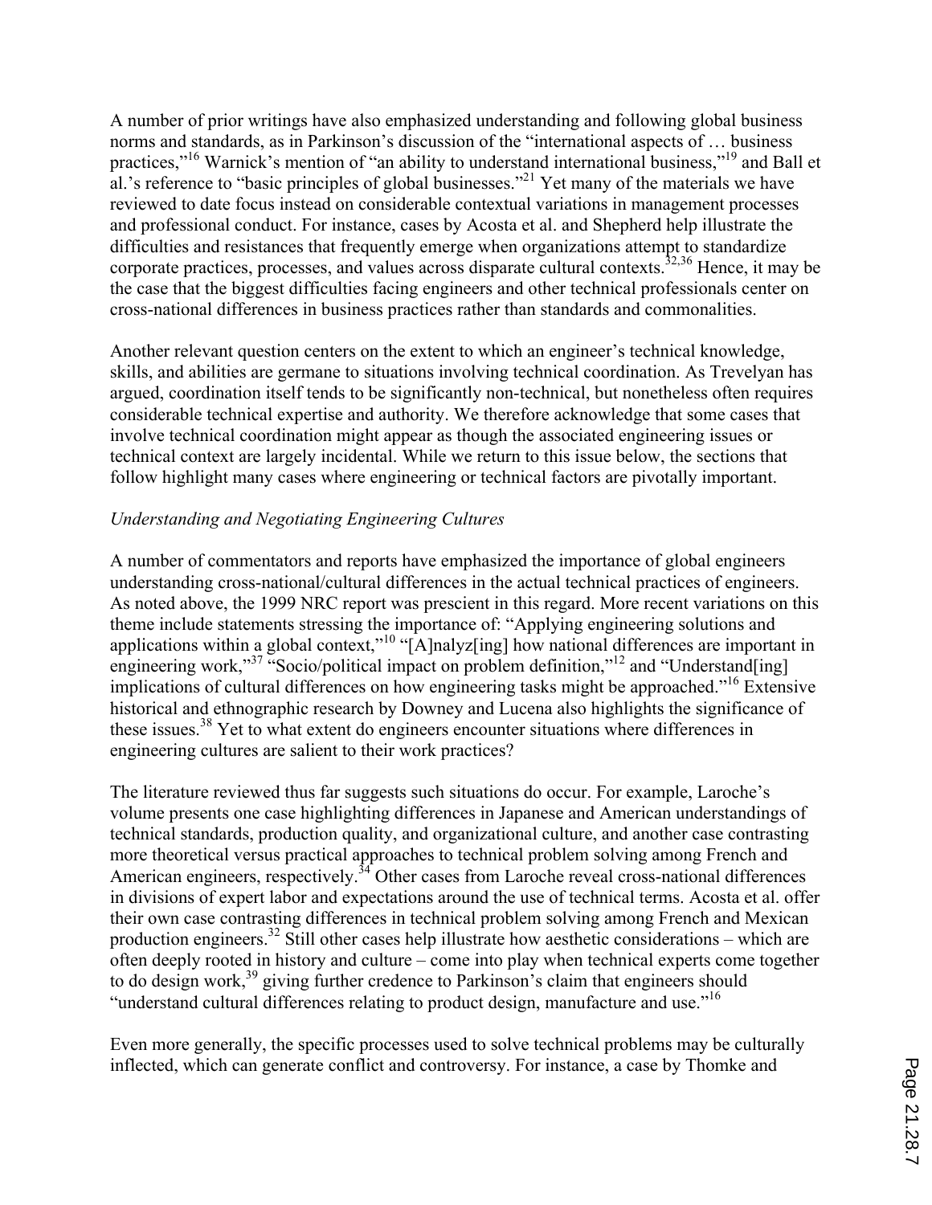A number of prior writings have also emphasized understanding and following global business norms and standards, as in Parkinson's discussion of the "international aspects of … business practices,"[16] Warnick's mention of "an ability to understand international business,"[19] and Ball et al.'s reference to "basic principles of global businesses."[21] Yet many of the materials we have reviewed to date focus instead on considerable contextual variations in management processes and professional conduct. For instance, cases by Acosta et al. and Shepherd help illustrate the difficulties and resistances that frequently emerge when organizations attempt to standardize corporate practices, processes, and values across disparate cultural contexts.[32,36] Hence, it may be the case that the biggest difficulties facing engineers and other technical professionals center on cross-national differences in business practices rather than standards and commonalities.

Another relevant question centers on the extent to which an engineer's technical knowledge, skills, and abilities are germane to situations involving technical coordination. As Trevelyan has argued, coordination itself tends to be significantly non-technical, but nonetheless often requires considerable technical expertise and authority. We therefore acknowledge that some cases that involve technical coordination might appear as though the associated engineering issues or technical context are largely incidental. While we return to this issue below, the sections that follow highlight many cases where engineering or technical factors are pivotally important.

*Understanding and Negotiating Engineering Cultures*

A number of commentators and reports have emphasized the importance of global engineers understanding cross-national/cultural differences in the actual technical practices of engineers. As noted above, the 1999 NRC report was prescient in this regard. More recent variations on this theme include statements stressing the importance of: "Applying engineering solutions and applications within a global context,"[10] "[A]nalyz[ing] how national differences are important in engineering work,"[37] "Socio/political impact on problem definition,"[12] and "Understand[ing] implications of cultural differences on how engineering tasks might be approached."[16] Extensive historical and ethnographic research by Downey and Lucena also highlights the significance of these issues.[38] Yet to what extent do engineers encounter situations where differences in engineering cultures are salient to their work practices?

The literature reviewed thus far suggests such situations do occur. For example, Laroche's volume presents one case highlighting differences in Japanese and American understandings of technical standards, production quality, and organizational culture, and another case contrasting more theoretical versus practical approaches to technical problem solving among French and American engineers, respectively.[34] Other cases from Laroche reveal cross-national differences in divisions of expert labor and expectations around the use of technical terms. Acosta et al. offer their own case contrasting differences in technical problem solving among French and Mexican production engineers.[32] Still other cases help illustrate how aesthetic considerations – which are often deeply rooted in history and culture – come into play when technical experts come together to do design work,[39] giving further credence to Parkinson's claim that engineers should "understand cultural differences relating to product design, manufacture and use."[16]

Even more generally, the specific processes used to solve technical problems may be culturally inflected, which can generate conflict and controversy. For instance, a case by Thomke and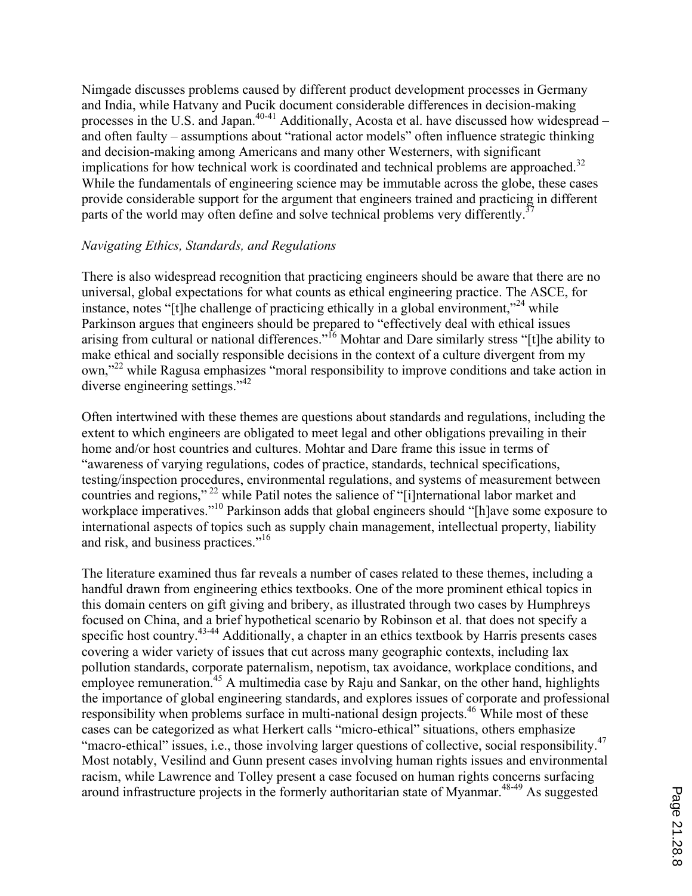Nimgade discusses problems caused by different product development processes in Germany and India, while Hatvany and Pucik document considerable differences in decision-making processes in the U.S. and Japan.[40-41] Additionally, Acosta et al. have discussed how widespread – and often faulty – assumptions about "rational actor models" often influence strategic thinking and decision-making among Americans and many other Westerners, with significant implications for how technical work is coordinated and technical problems are approached.[32] While the fundamentals of engineering science may be immutable across the globe, these cases provide considerable support for the argument that engineers trained and practicing in different parts of the world may often define and solve technical problems very differently.[37]

*Navigating Ethics, Standards, and Regulations*

There is also widespread recognition that practicing engineers should be aware that there are no universal, global expectations for what counts as ethical engineering practice. The ASCE, for instance, notes "[t]he challenge of practicing ethically in a global environment,"[24] while Parkinson argues that engineers should be prepared to "effectively deal with ethical issues arising from cultural or national differences."[16] Mohtar and Dare similarly stress "[t]he ability to make ethical and socially responsible decisions in the context of a culture divergent from my own,"[22] while Ragusa emphasizes "moral responsibility to improve conditions and take action in diverse engineering settings."[42]

Often intertwined with these themes are questions about standards and regulations, including the extent to which engineers are obligated to meet legal and other obligations prevailing in their home and/or host countries and cultures. Mohtar and Dare frame this issue in terms of "awareness of varying regulations, codes of practice, standards, technical specifications, testing/inspection procedures, environmental regulations, and systems of measurement between countries and regions,"[22] while Patil notes the salience of "[i]nternational labor market and workplace imperatives."[10] Parkinson adds that global engineers should "[h]ave some exposure to international aspects of topics such as supply chain management, intellectual property, liability and risk, and business practices."[16]

The literature examined thus far reveals a number of cases related to these themes, including a handful drawn from engineering ethics textbooks. One of the more prominent ethical topics in this domain centers on gift giving and bribery, as illustrated through two cases by Humphreys focused on China, and a brief hypothetical scenario by Robinson et al. that does not specify a specific host country.[43-44] Additionally, a chapter in an ethics textbook by Harris presents cases covering a wider variety of issues that cut across many geographic contexts, including lax pollution standards, corporate paternalism, nepotism, tax avoidance, workplace conditions, and employee remuneration.[45] A multimedia case by Raju and Sankar, on the other hand, highlights the importance of global engineering standards, and explores issues of corporate and professional responsibility when problems surface in multi-national design projects.[46] While most of these cases can be categorized as what Herkert calls "micro-ethical" situations, others emphasize "macro-ethical" issues, i.e., those involving larger questions of collective, social responsibility.[47] Most notably, Vesilind and Gunn present cases involving human rights issues and environmental racism, while Lawrence and Tolley present a case focused on human rights concerns surfacing around infrastructure projects in the formerly authoritarian state of Myanmar.[48-49] As suggested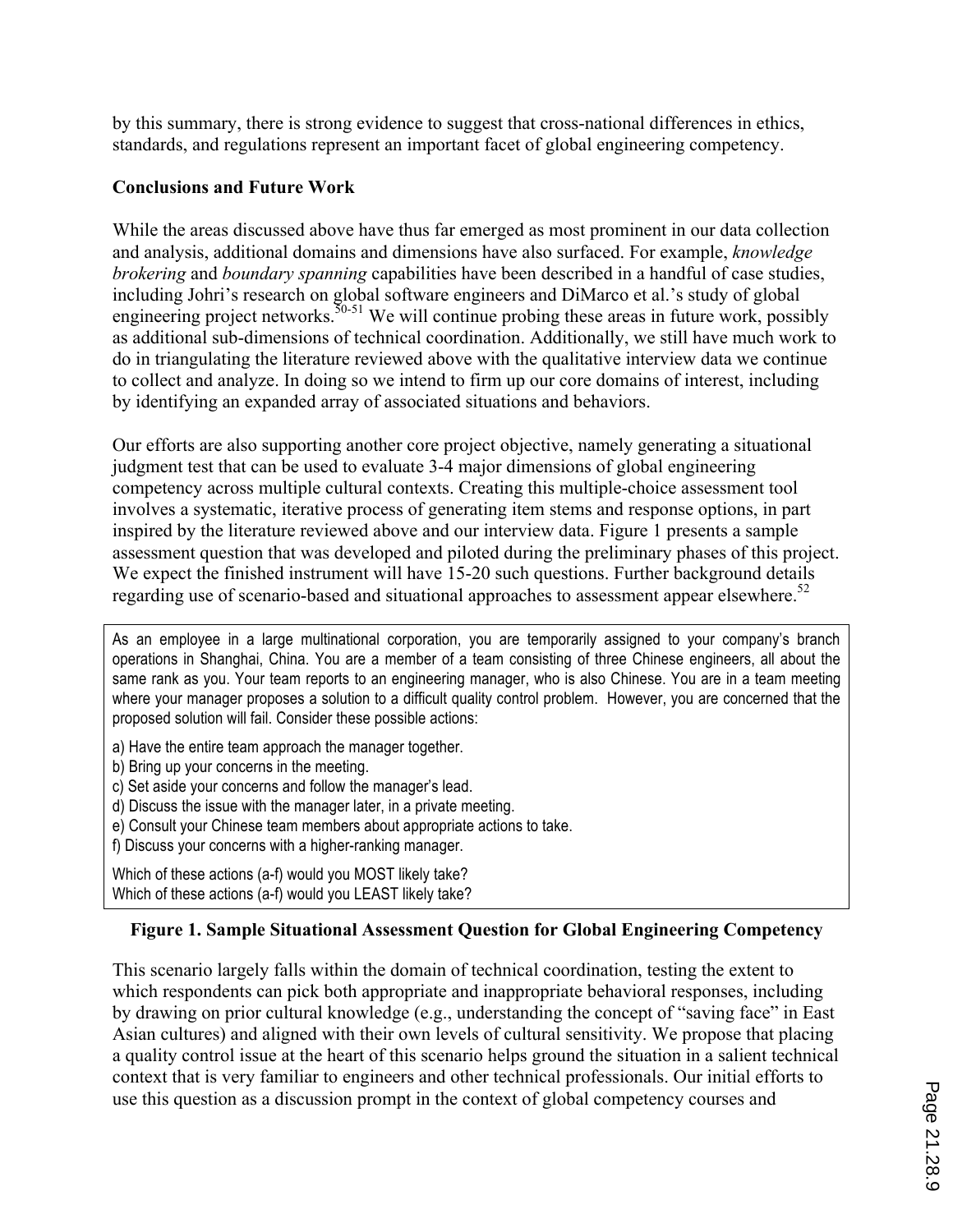by this summary, there is strong evidence to suggest that cross-national differences in ethics, standards, and regulations represent an important facet of global engineering competency.

**Conclusions and Future Work**

While the areas discussed above have thus far emerged as most prominent in our data collection and analysis, additional domains and dimensions have also surfaced. For example, *knowledge brokering* and *boundary spanning* capabilities have been described in a handful of case studies, including Johri's research on global software engineers and DiMarco et al.'s study of global engineering project networks.[50-51] We will continue probing these areas in future work, possibly as additional sub-dimensions of technical coordination. Additionally, we still have much work to do in triangulating the literature reviewed above with the qualitative interview data we continue to collect and analyze. In doing so we intend to firm up our core domains of interest, including by identifying an expanded array of associated situations and behaviors.

Our efforts are also supporting another core project objective, namely generating a situational judgment test that can be used to evaluate 3-4 major dimensions of global engineering competency across multiple cultural contexts. Creating this multiple-choice assessment tool involves a systematic, iterative process of generating item stems and response options, in part inspired by the literature reviewed above and our interview data. Figure 1 presents a sample assessment question that was developed and piloted during the preliminary phases of this project. We expect the finished instrument will have 15-20 such questions. Further background details regarding use of scenario-based and situational approaches to assessment appear elsewhere.[52]

> As an employee in a large multinational corporation, you are temporarily assigned to your company's branch operations in Shanghai, China. You are a member of a team consisting of three Chinese engineers, all about the same rank as you. Your team reports to an engineering manager, who is also Chinese. You are in a team meeting where your manager proposes a solution to a difficult quality control problem. However, you are concerned that the proposed solution will fail. Consider these possible actions:
>
> a) Have the entire team approach the manager together.
> b) Bring up your concerns in the meeting.
> c) Set aside your concerns and follow the manager's lead.
> d) Discuss the issue with the manager later, in a private meeting.
> e) Consult your Chinese team members about appropriate actions to take.
> f) Discuss your concerns with a higher-ranking manager.
>
> Which of these actions (a-f) would you MOST likely take?
> Which of these actions (a-f) would you LEAST likely take?

**Figure 1. Sample Situational Assessment Question for Global Engineering Competency**

This scenario largely falls within the domain of technical coordination, testing the extent to which respondents can pick both appropriate and inappropriate behavioral responses, including by drawing on prior cultural knowledge (e.g., understanding the concept of "saving face" in East Asian cultures) and aligned with their own levels of cultural sensitivity. We propose that placing a quality control issue at the heart of this scenario helps ground the situation in a salient technical context that is very familiar to engineers and other technical professionals. Our initial efforts to use this question as a discussion prompt in the context of global competency courses and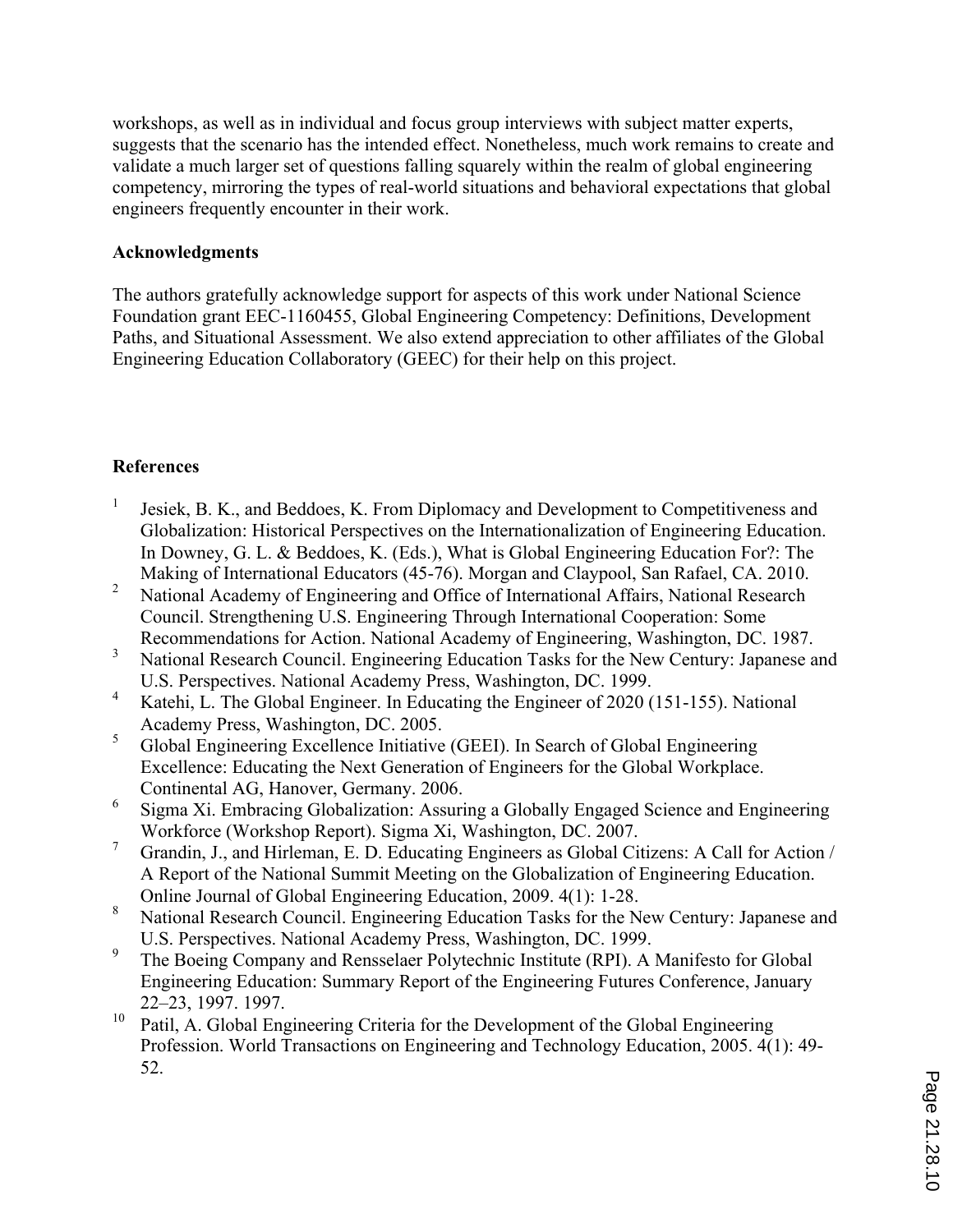workshops, as well as in individual and focus group interviews with subject matter experts, suggests that the scenario has the intended effect. Nonetheless, much work remains to create and validate a much larger set of questions falling squarely within the realm of global engineering competency, mirroring the types of real-world situations and behavioral expectations that global engineers frequently encounter in their work.

## Acknowledgments

The authors gratefully acknowledge support for aspects of this work under National Science Foundation grant EEC-1160455, Global Engineering Competency: Definitions, Development Paths, and Situational Assessment. We also extend appreciation to other affiliates of the Global Engineering Education Collaboratory (GEEC) for their help on this project.

## References

1. Jesiek, B. K., and Beddoes, K. From Diplomacy and Development to Competitiveness and Globalization: Historical Perspectives on the Internationalization of Engineering Education. In Downey, G. L. & Beddoes, K. (Eds.), What is Global Engineering Education For?: The Making of International Educators (45-76). Morgan and Claypool, San Rafael, CA. 2010.
2. National Academy of Engineering and Office of International Affairs, National Research Council. Strengthening U.S. Engineering Through International Cooperation: Some Recommendations for Action. National Academy of Engineering, Washington, DC. 1987.
3. National Research Council. Engineering Education Tasks for the New Century: Japanese and U.S. Perspectives. National Academy Press, Washington, DC. 1999.
4. Katehi, L. The Global Engineer. In Educating the Engineer of 2020 (151-155). National Academy Press, Washington, DC. 2005.
5. Global Engineering Excellence Initiative (GEEI). In Search of Global Engineering Excellence: Educating the Next Generation of Engineers for the Global Workplace. Continental AG, Hanover, Germany. 2006.
6. Sigma Xi. Embracing Globalization: Assuring a Globally Engaged Science and Engineering Workforce (Workshop Report). Sigma Xi, Washington, DC. 2007.
7. Grandin, J., and Hirleman, E. D. Educating Engineers as Global Citizens: A Call for Action / A Report of the National Summit Meeting on the Globalization of Engineering Education. Online Journal of Global Engineering Education, 2009. 4(1): 1-28.
8. National Research Council. Engineering Education Tasks for the New Century: Japanese and U.S. Perspectives. National Academy Press, Washington, DC. 1999.
9. The Boeing Company and Rensselaer Polytechnic Institute (RPI). A Manifesto for Global Engineering Education: Summary Report of the Engineering Futures Conference, January 22–23, 1997. 1997.
10. Patil, A. Global Engineering Criteria for the Development of the Global Engineering Profession. World Transactions on Engineering and Technology Education, 2005. 4(1): 49-52.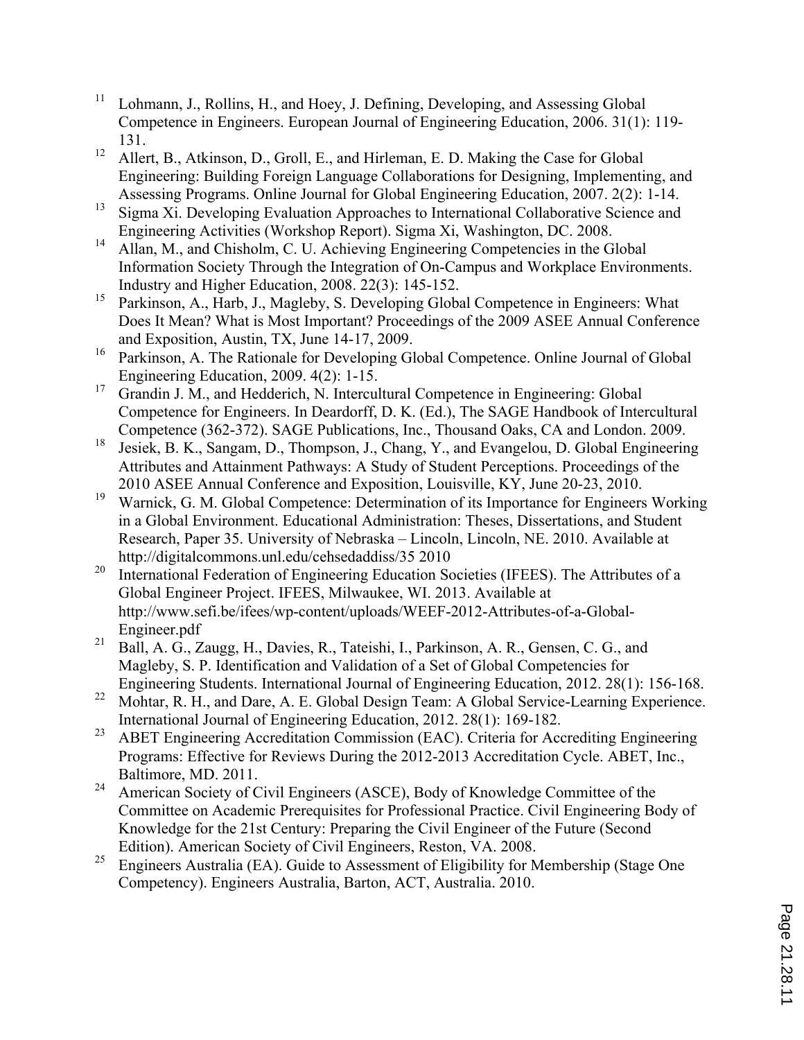11. Lohmann, J., Rollins, H., and Hoey, J. Defining, Developing, and Assessing Global Competence in Engineers. European Journal of Engineering Education, 2006. 31(1): 119-131.
12. Allert, B., Atkinson, D., Groll, E., and Hirleman, E. D. Making the Case for Global Engineering: Building Foreign Language Collaborations for Designing, Implementing, and Assessing Programs. Online Journal for Global Engineering Education, 2007. 2(2): 1-14.
13. Sigma Xi. Developing Evaluation Approaches to International Collaborative Science and Engineering Activities (Workshop Report). Sigma Xi, Washington, DC. 2008.
14. Allan, M., and Chisholm, C. U. Achieving Engineering Competencies in the Global Information Society Through the Integration of On-Campus and Workplace Environments. Industry and Higher Education, 2008. 22(3): 145-152.
15. Parkinson, A., Harb, J., Magleby, S. Developing Global Competence in Engineers: What Does It Mean? What is Most Important? Proceedings of the 2009 ASEE Annual Conference and Exposition, Austin, TX, June 14-17, 2009.
16. Parkinson, A. The Rationale for Developing Global Competence. Online Journal of Global Engineering Education, 2009. 4(2): 1-15.
17. Grandin J. M., and Hedderich, N. Intercultural Competence in Engineering: Global Competence for Engineers. In Deardorff, D. K. (Ed.), The SAGE Handbook of Intercultural Competence (362-372). SAGE Publications, Inc., Thousand Oaks, CA and London. 2009.
18. Jesiek, B. K., Sangam, D., Thompson, J., Chang, Y., and Evangelou, D. Global Engineering Attributes and Attainment Pathways: A Study of Student Perceptions. Proceedings of the 2010 ASEE Annual Conference and Exposition, Louisville, KY, June 20-23, 2010.
19. Warnick, G. M. Global Competence: Determination of its Importance for Engineers Working in a Global Environment. Educational Administration: Theses, Dissertations, and Student Research, Paper 35. University of Nebraska – Lincoln, Lincoln, NE. 2010. Available at http://digitalcommons.unl.edu/cehsedaddiss/35 2010
20. International Federation of Engineering Education Societies (IFEES). The Attributes of a Global Engineer Project. IFEES, Milwaukee, WI. 2013. Available at http://www.sefi.be/ifees/wp-content/uploads/WEEF-2012-Attributes-of-a-Global-Engineer.pdf
21. Ball, A. G., Zaugg, H., Davies, R., Tateishi, I., Parkinson, A. R., Gensen, C. G., and Magleby, S. P. Identification and Validation of a Set of Global Competencies for Engineering Students. International Journal of Engineering Education, 2012. 28(1): 156-168.
22. Mohtar, R. H., and Dare, A. E. Global Design Team: A Global Service-Learning Experience. International Journal of Engineering Education, 2012. 28(1): 169-182.
23. ABET Engineering Accreditation Commission (EAC). Criteria for Accrediting Engineering Programs: Effective for Reviews During the 2012-2013 Accreditation Cycle. ABET, Inc., Baltimore, MD. 2011.
24. American Society of Civil Engineers (ASCE), Body of Knowledge Committee of the Committee on Academic Prerequisites for Professional Practice. Civil Engineering Body of Knowledge for the 21st Century: Preparing the Civil Engineer of the Future (Second Edition). American Society of Civil Engineers, Reston, VA. 2008.
25. Engineers Australia (EA). Guide to Assessment of Eligibility for Membership (Stage One Competency). Engineers Australia, Barton, ACT, Australia. 2010.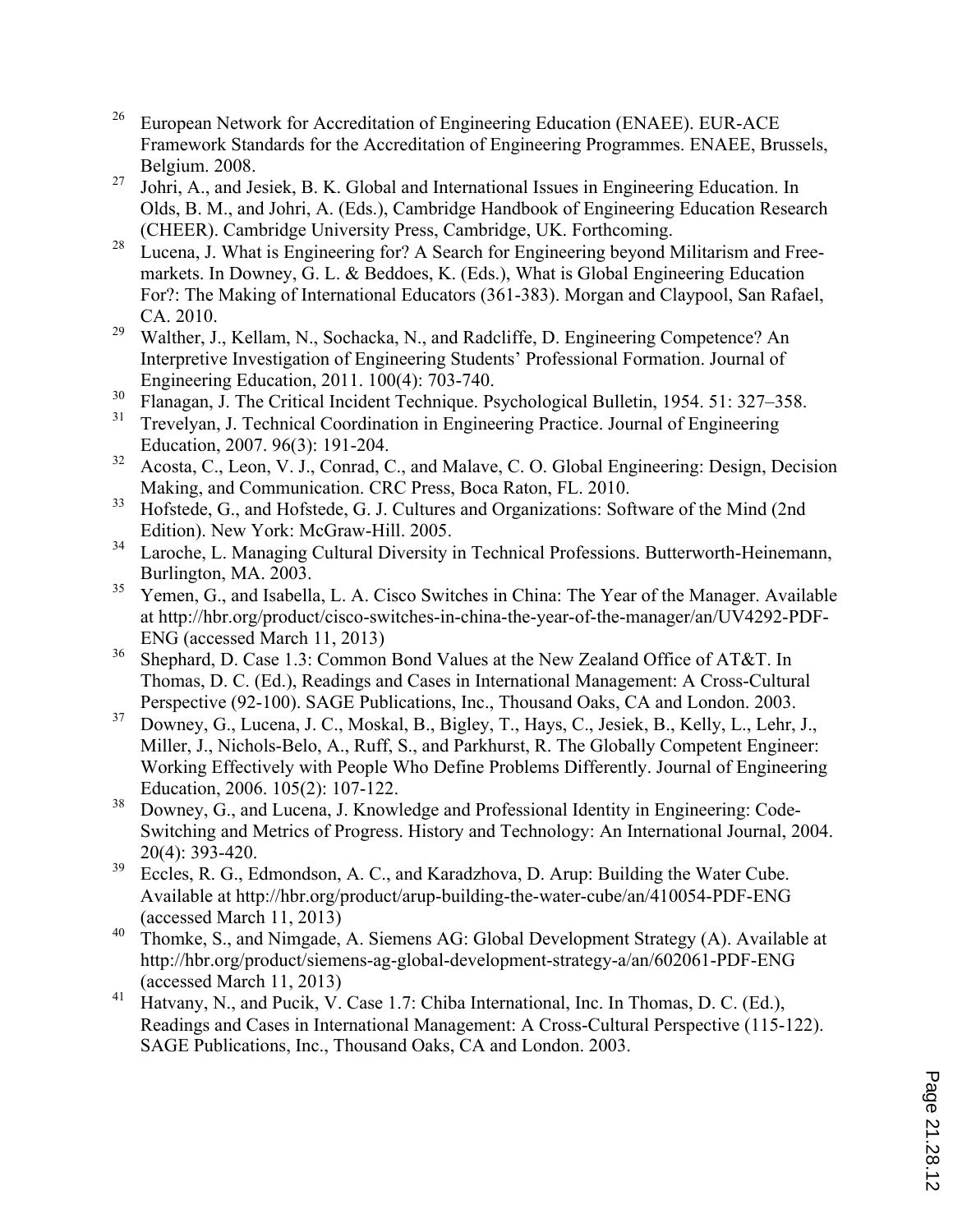26. European Network for Accreditation of Engineering Education (ENAEE). EUR-ACE Framework Standards for the Accreditation of Engineering Programmes. ENAEE, Brussels, Belgium. 2008.
27. Johri, A., and Jesiek, B. K. Global and International Issues in Engineering Education. In Olds, B. M., and Johri, A. (Eds.), Cambridge Handbook of Engineering Education Research (CHEER). Cambridge University Press, Cambridge, UK. Forthcoming.
28. Lucena, J. What is Engineering for? A Search for Engineering beyond Militarism and Free-markets. In Downey, G. L. & Beddoes, K. (Eds.), What is Global Engineering Education For?: The Making of International Educators (361-383). Morgan and Claypool, San Rafael, CA. 2010.
29. Walther, J., Kellam, N., Sochacka, N., and Radcliffe, D. Engineering Competence? An Interpretive Investigation of Engineering Students' Professional Formation. Journal of Engineering Education, 2011. 100(4): 703-740.
30. Flanagan, J. The Critical Incident Technique. Psychological Bulletin, 1954. 51: 327–358.
31. Trevelyan, J. Technical Coordination in Engineering Practice. Journal of Engineering Education, 2007. 96(3): 191-204.
32. Acosta, C., Leon, V. J., Conrad, C., and Malave, C. O. Global Engineering: Design, Decision Making, and Communication. CRC Press, Boca Raton, FL. 2010.
33. Hofstede, G., and Hofstede, G. J. Cultures and Organizations: Software of the Mind (2nd Edition). New York: McGraw-Hill. 2005.
34. Laroche, L. Managing Cultural Diversity in Technical Professions. Butterworth-Heinemann, Burlington, MA. 2003.
35. Yemen, G., and Isabella, L. A. Cisco Switches in China: The Year of the Manager. Available at http://hbr.org/product/cisco-switches-in-china-the-year-of-the-manager/an/UV4292-PDF-ENG (accessed March 11, 2013)
36. Shephard, D. Case 1.3: Common Bond Values at the New Zealand Office of AT&T. In Thomas, D. C. (Ed.), Readings and Cases in International Management: A Cross-Cultural Perspective (92-100). SAGE Publications, Inc., Thousand Oaks, CA and London. 2003.
37. Downey, G., Lucena, J. C., Moskal, B., Bigley, T., Hays, C., Jesiek, B., Kelly, L., Lehr, J., Miller, J., Nichols-Belo, A., Ruff, S., and Parkhurst, R. The Globally Competent Engineer: Working Effectively with People Who Define Problems Differently. Journal of Engineering Education, 2006. 105(2): 107-122.
38. Downey, G., and Lucena, J. Knowledge and Professional Identity in Engineering: Code-Switching and Metrics of Progress. History and Technology: An International Journal, 2004. 20(4): 393-420.
39. Eccles, R. G., Edmondson, A. C., and Karadzhova, D. Arup: Building the Water Cube. Available at http://hbr.org/product/arup-building-the-water-cube/an/410054-PDF-ENG (accessed March 11, 2013)
40. Thomke, S., and Nimgade, A. Siemens AG: Global Development Strategy (A). Available at http://hbr.org/product/siemens-ag-global-development-strategy-a/an/602061-PDF-ENG (accessed March 11, 2013)
41. Hatvany, N., and Pucik, V. Case 1.7: Chiba International, Inc. In Thomas, D. C. (Ed.), Readings and Cases in International Management: A Cross-Cultural Perspective (115-122). SAGE Publications, Inc., Thousand Oaks, CA and London. 2003.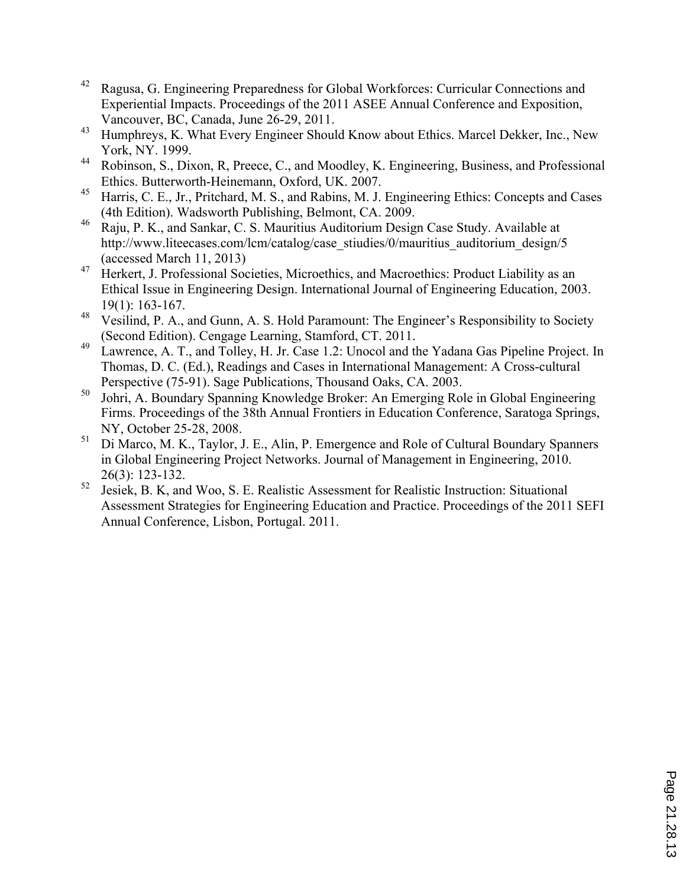42. Ragusa, G. Engineering Preparedness for Global Workforces: Curricular Connections and Experiential Impacts. Proceedings of the 2011 ASEE Annual Conference and Exposition, Vancouver, BC, Canada, June 26-29, 2011.
43. Humphreys, K. What Every Engineer Should Know about Ethics. Marcel Dekker, Inc., New York, NY. 1999.
44. Robinson, S., Dixon, R, Preece, C., and Moodley, K. Engineering, Business, and Professional Ethics. Butterworth-Heinemann, Oxford, UK. 2007.
45. Harris, C. E., Jr., Pritchard, M. S., and Rabins, M. J. Engineering Ethics: Concepts and Cases (4th Edition). Wadsworth Publishing, Belmont, CA. 2009.
46. Raju, P. K., and Sankar, C. S. Mauritius Auditorium Design Case Study. Available at http://www.liteecases.com/lcm/catalog/case_stiudies/0/mauritius_auditorium_design/5 (accessed March 11, 2013)
47. Herkert, J. Professional Societies, Microethics, and Macroethics: Product Liability as an Ethical Issue in Engineering Design. International Journal of Engineering Education, 2003. 19(1): 163-167.
48. Vesilind, P. A., and Gunn, A. S. Hold Paramount: The Engineer's Responsibility to Society (Second Edition). Cengage Learning, Stamford, CT. 2011.
49. Lawrence, A. T., and Tolley, H. Jr. Case 1.2: Unocol and the Yadana Gas Pipeline Project. In Thomas, D. C. (Ed.), Readings and Cases in International Management: A Cross-cultural Perspective (75-91). Sage Publications, Thousand Oaks, CA. 2003.
50. Johri, A. Boundary Spanning Knowledge Broker: An Emerging Role in Global Engineering Firms. Proceedings of the 38th Annual Frontiers in Education Conference, Saratoga Springs, NY, October 25-28, 2008.
51. Di Marco, M. K., Taylor, J. E., Alin, P. Emergence and Role of Cultural Boundary Spanners in Global Engineering Project Networks. Journal of Management in Engineering, 2010. 26(3): 123-132.
52. Jesiek, B. K, and Woo, S. E. Realistic Assessment for Realistic Instruction: Situational Assessment Strategies for Engineering Education and Practice. Proceedings of the 2011 SEFI Annual Conference, Lisbon, Portugal. 2011.